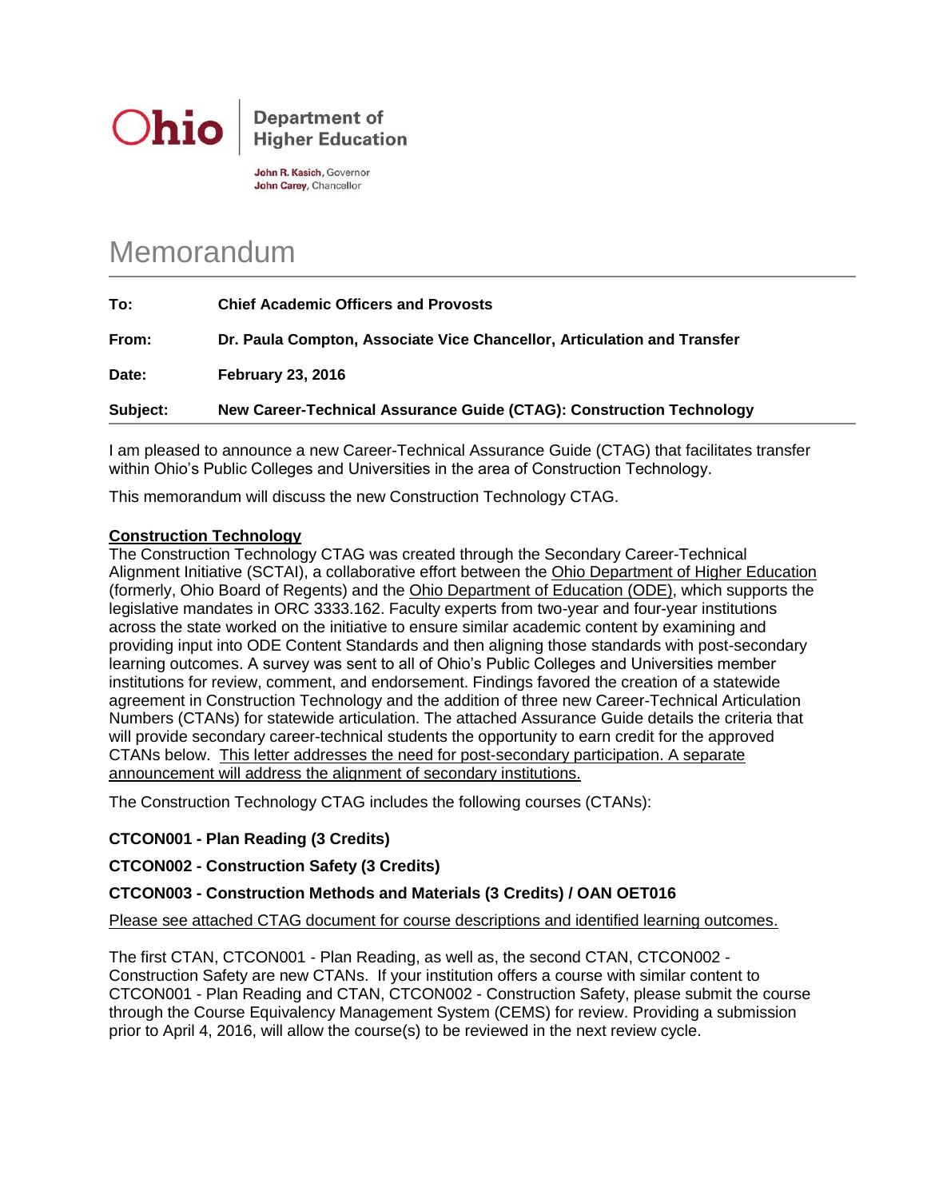Ohio | Department of Higher Education

**John R. Kasich**, Governor
**John Carey**, Chancellor

# Memorandum

| | |
|---|---|
| **To:** | **Chief Academic Officers and Provosts** |
| **From:** | **Dr. Paula Compton, Associate Vice Chancellor, Articulation and Transfer** |
| **Date:** | **February 23, 2016** |
| **Subject:** | **New Career-Technical Assurance Guide (CTAG): Construction Technology** |

I am pleased to announce a new Career-Technical Assurance Guide (CTAG) that facilitates transfer within Ohio's Public Colleges and Universities in the area of Construction Technology.

This memorandum will discuss the new Construction Technology CTAG.

## Construction Technology

The Construction Technology CTAG was created through the Secondary Career-Technical Alignment Initiative (SCTAI), a collaborative effort between the Ohio Department of Higher Education (formerly, Ohio Board of Regents) and the Ohio Department of Education (ODE), which supports the legislative mandates in ORC 3333.162. Faculty experts from two-year and four-year institutions across the state worked on the initiative to ensure similar academic content by examining and providing input into ODE Content Standards and then aligning those standards with post-secondary learning outcomes. A survey was sent to all of Ohio's Public Colleges and Universities member institutions for review, comment, and endorsement. Findings favored the creation of a statewide agreement in Construction Technology and the addition of three new Career-Technical Articulation Numbers (CTANs) for statewide articulation. The attached Assurance Guide details the criteria that will provide secondary career-technical students the opportunity to earn credit for the approved CTANs below. This letter addresses the need for post-secondary participation. A separate announcement will address the alignment of secondary institutions.

The Construction Technology CTAG includes the following courses (CTANs):

**CTCON001 - Plan Reading (3 Credits)**

**CTCON002 - Construction Safety (3 Credits)**

**CTCON003 - Construction Methods and Materials (3 Credits) / OAN OET016**

Please see attached CTAG document for course descriptions and identified learning outcomes.

The first CTAN, CTCON001 - Plan Reading, as well as, the second CTAN, CTCON002 - Construction Safety are new CTANs. If your institution offers a course with similar content to CTCON001 - Plan Reading and CTAN, CTCON002 - Construction Safety, please submit the course through the Course Equivalency Management System (CEMS) for review. Providing a submission prior to April 4, 2016, will allow the course(s) to be reviewed in the next review cycle.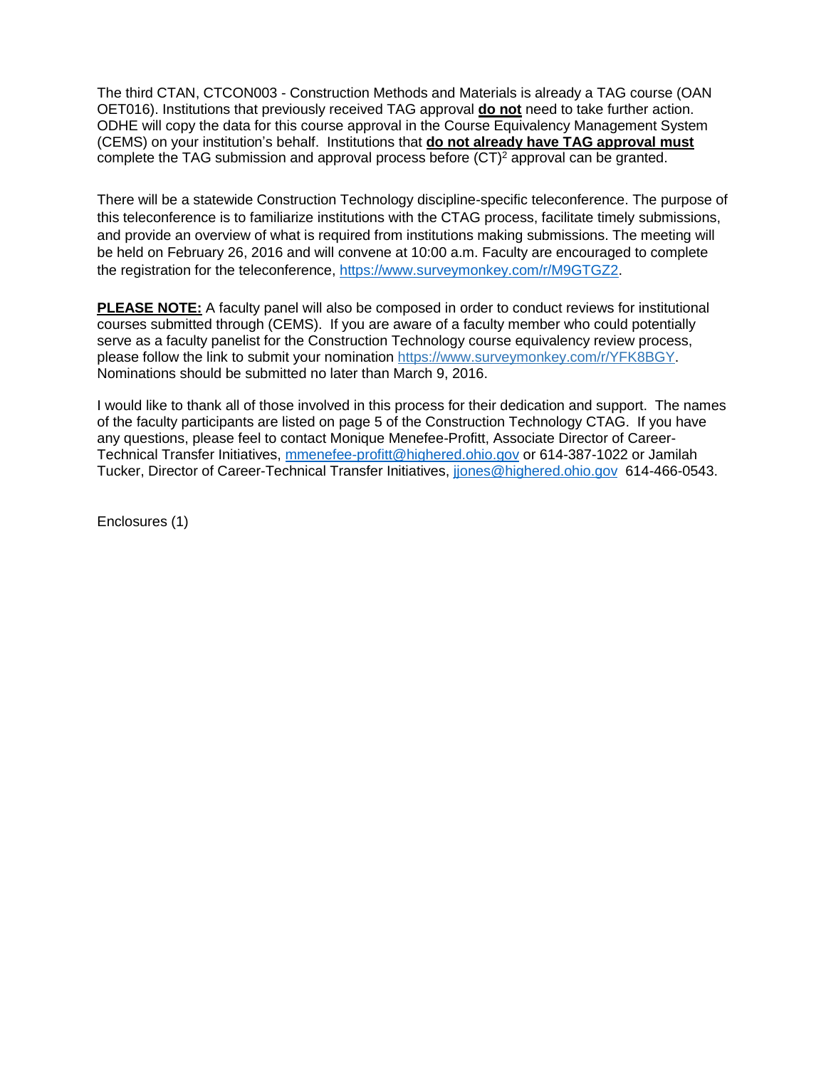The third CTAN, CTCON003 - Construction Methods and Materials is already a TAG course (OAN OET016). Institutions that previously received TAG approval **do not** need to take further action. ODHE will copy the data for this course approval in the Course Equivalency Management System (CEMS) on your institution's behalf. Institutions that **do not already have TAG approval must** complete the TAG submission and approval process before $(CT)^2$ approval can be granted.

There will be a statewide Construction Technology discipline-specific teleconference. The purpose of this teleconference is to familiarize institutions with the CTAG process, facilitate timely submissions, and provide an overview of what is required from institutions making submissions. The meeting will be held on February 26, 2016 and will convene at 10:00 a.m. Faculty are encouraged to complete the registration for the teleconference, https://www.surveymonkey.com/r/M9GTGZ2.

**PLEASE NOTE:** A faculty panel will also be composed in order to conduct reviews for institutional courses submitted through (CEMS). If you are aware of a faculty member who could potentially serve as a faculty panelist for the Construction Technology course equivalency review process, please follow the link to submit your nomination https://www.surveymonkey.com/r/YFK8BGY. Nominations should be submitted no later than March 9, 2016.

I would like to thank all of those involved in this process for their dedication and support. The names of the faculty participants are listed on page 5 of the Construction Technology CTAG. If you have any questions, please feel to contact Monique Menefee-Profitt, Associate Director of Career-Technical Transfer Initiatives, mmenefee-profitt@highered.ohio.gov or 614-387-1022 or Jamilah Tucker, Director of Career-Technical Transfer Initiatives, jjones@highered.ohio.gov 614-466-0543.

Enclosures (1)